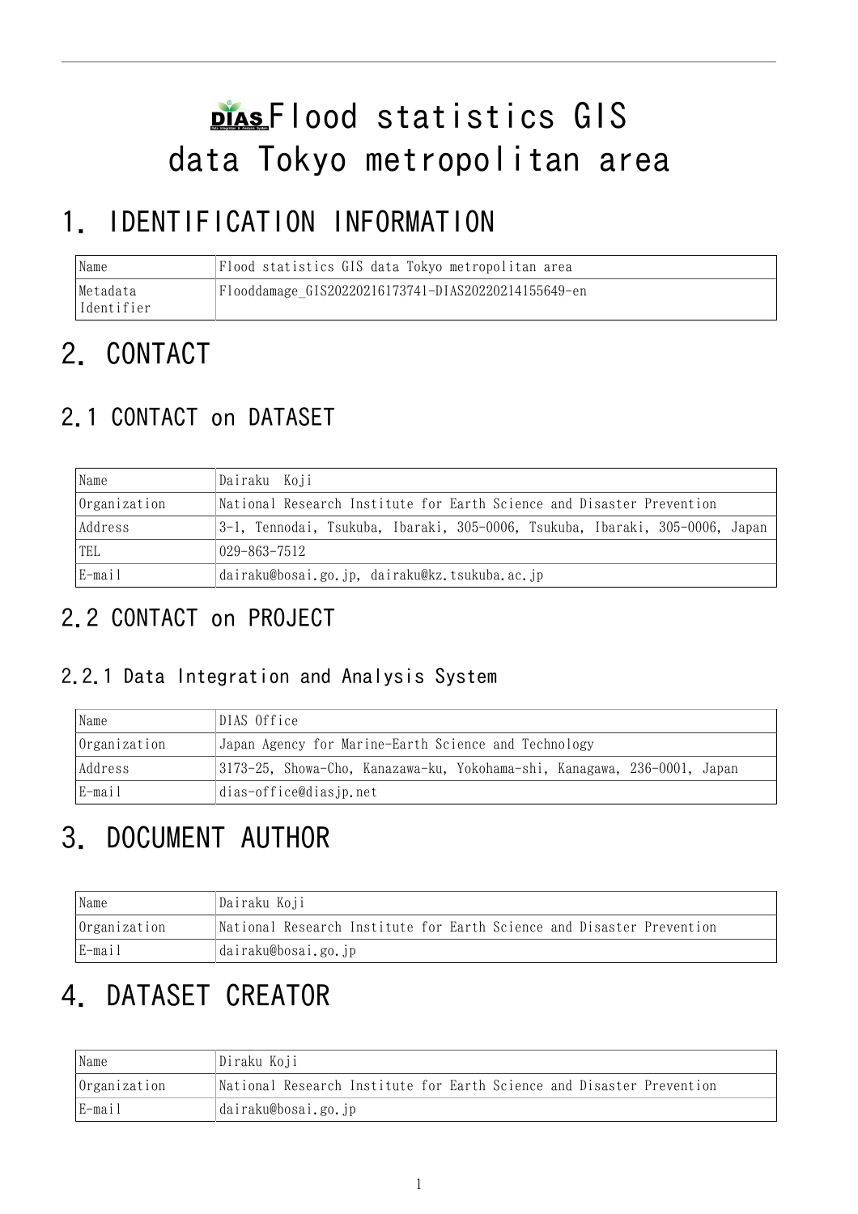# DIAS Flood statistics GIS data Tokyo metropolitan area

# 1. IDENTIFICATION INFORMATION

| Name | Flood statistics GIS data Tokyo metropolitan area |
|---|---|
| Metadata Identifier | Flooddamage_GIS20220216173741-DIAS20220214155649-en |

# 2. CONTACT

## 2.1 CONTACT on DATASET

| Name | Dairaku Koji |
|---|---|
| Organization | National Research Institute for Earth Science and Disaster Prevention |
| Address | 3-1, Tennodai, Tsukuba, Ibaraki, 305-0006, Tsukuba, Ibaraki, 305-0006, Japan |
| TEL | 029-863-7512 |
| E-mail | dairaku@bosai.go.jp, dairaku@kz.tsukuba.ac.jp |

## 2.2 CONTACT on PROJECT

### 2.2.1 Data Integration and Analysis System

| Name | DIAS Office |
|---|---|
| Organization | Japan Agency for Marine-Earth Science and Technology |
| Address | 3173-25, Showa-Cho, Kanazawa-ku, Yokohama-shi, Kanagawa, 236-0001, Japan |
| E-mail | dias-office@diasjp.net |

# 3. DOCUMENT AUTHOR

| Name | Dairaku Koji |
|---|---|
| Organization | National Research Institute for Earth Science and Disaster Prevention |
| E-mail | dairaku@bosai.go.jp |

# 4. DATASET CREATOR

| Name | Diraku Koji |
|---|---|
| Organization | National Research Institute for Earth Science and Disaster Prevention |
| E-mail | dairaku@bosai.go.jp |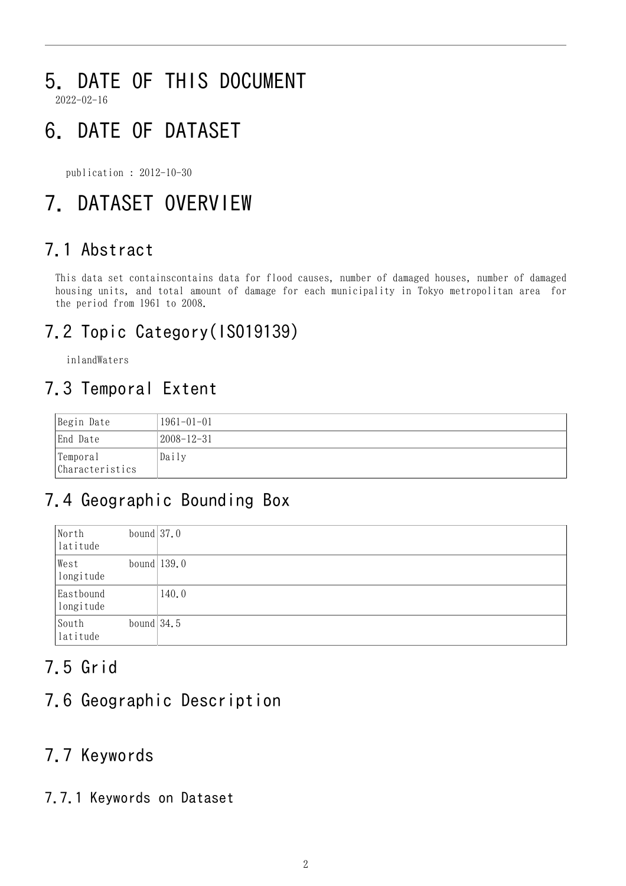# 5. DATE OF THIS DOCUMENT

2022-02-16

# 6. DATE OF DATASET

publication : 2012-10-30

# 7. DATASET OVERVIEW

## 7.1 Abstract

This data set containscontains data for flood causes, number of damaged houses, number of damaged housing units, and total amount of damage for each municipality in Tokyo metropolitan area for the period from 1961 to 2008.

## 7.2 Topic Category(ISO19139)

inlandWaters

## 7.3 Temporal Extent

| | |
|---|---|
| Begin Date | 1961-01-01 |
| End Date | 2008-12-31 |
| Temporal Characteristics | Daily |

## 7.4 Geographic Bounding Box

| | |
|---|---|
| North bound latitude | 37.0 |
| West bound longitude | 139.0 |
| Eastbound longitude | 140.0 |
| South bound latitude | 34.5 |

## 7.5 Grid

## 7.6 Geographic Description

## 7.7 Keywords

### 7.7.1 Keywords on Dataset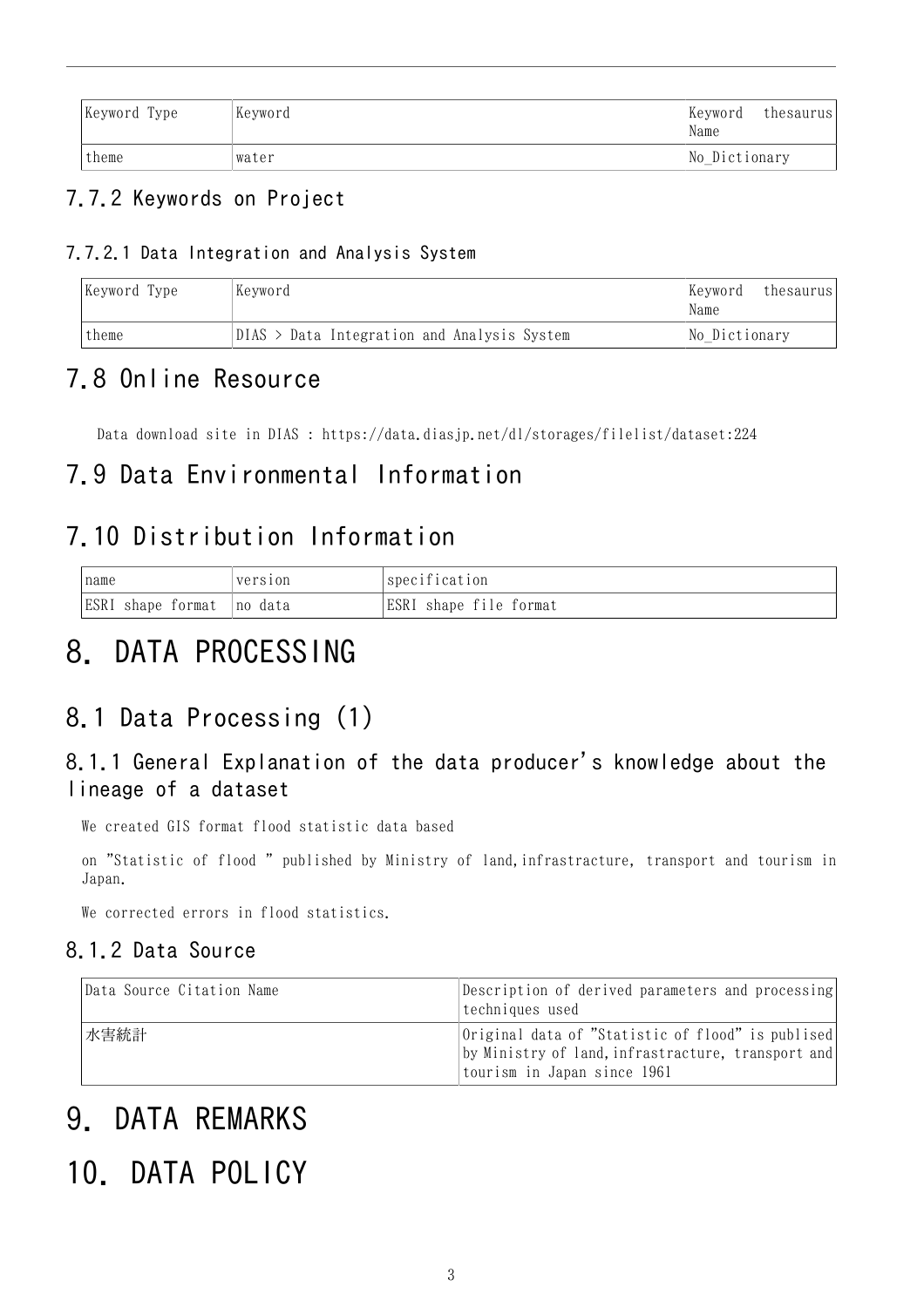| Keyword Type | Keyword | Keyword thesaurus Name |
|---|---|---|
| theme | water | No_Dictionary |

### 7.7.2 Keywords on Project

#### 7.7.2.1 Data Integration and Analysis System

| Keyword Type | Keyword | Keyword thesaurus Name |
|---|---|---|
| theme | DIAS > Data Integration and Analysis System | No_Dictionary |

## 7.8 Online Resource

Data download site in DIAS : https://data.diasjp.net/dl/storages/filelist/dataset:224

## 7.9 Data Environmental Information

## 7.10 Distribution Information

| name | version | specification |
|---|---|---|
| ESRI shape format | no data | ESRI shape file format |

# 8. DATA PROCESSING

## 8.1 Data Processing (1)

### 8.1.1 General Explanation of the data producer's knowledge about the lineage of a dataset

We created GIS format flood statistic data based

on "Statistic of flood " published by Ministry of land,infrastracture, transport and tourism in Japan.

We corrected errors in flood statistics.

### 8.1.2 Data Source

| Data Source Citation Name | Description of derived parameters and processing techniques used |
|---|---|
| 水害統計 | Original data of "Statistic of flood" is publised by Ministry of land,infrastracture, transport and tourism in Japan since 1961 |

# 9. DATA REMARKS

# 10. DATA POLICY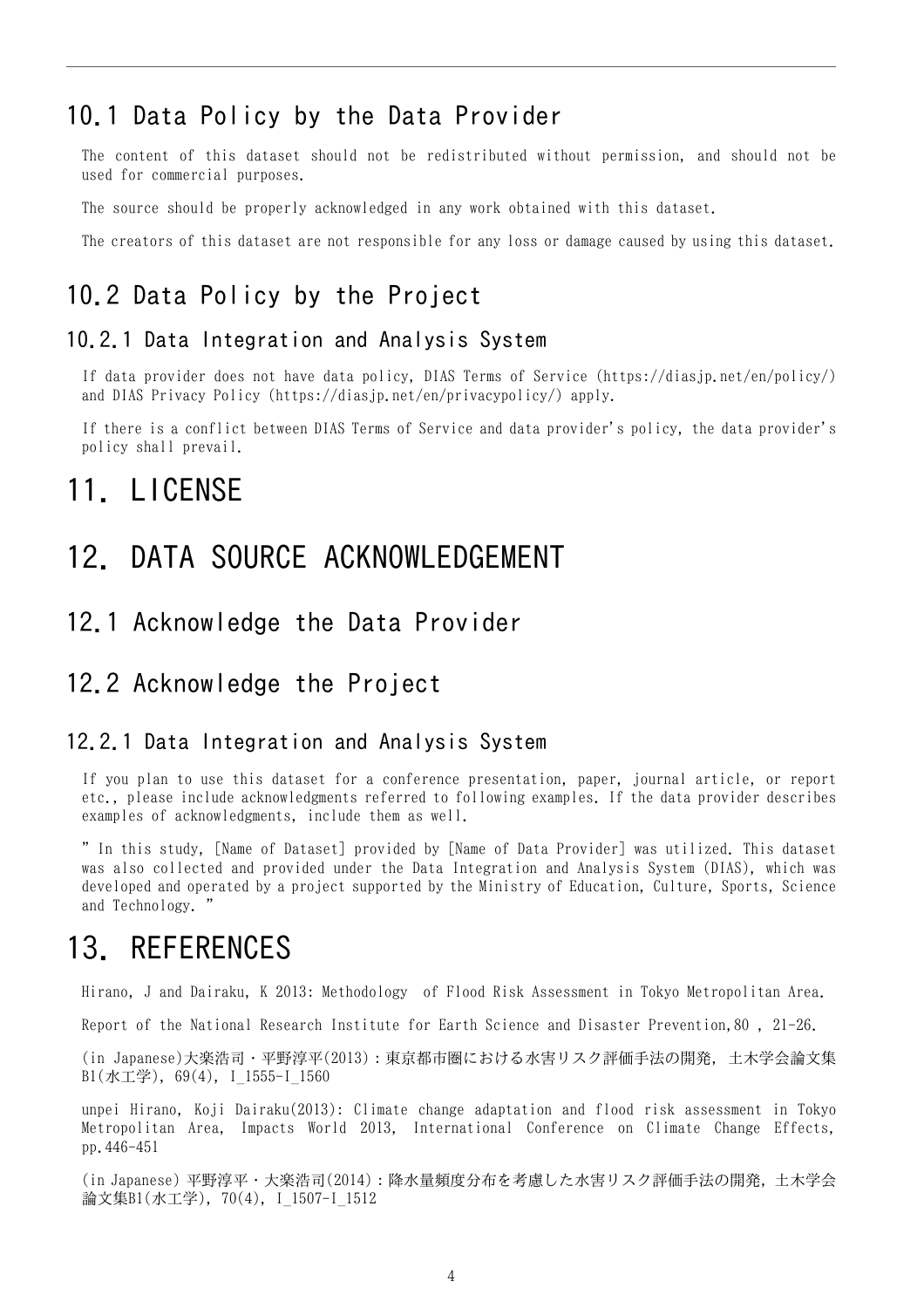## 10.1 Data Policy by the Data Provider

The content of this dataset should not be redistributed without permission, and should not be used for commercial purposes.

The source should be properly acknowledged in any work obtained with this dataset.

The creators of this dataset are not responsible for any loss or damage caused by using this dataset.

## 10.2 Data Policy by the Project

### 10.2.1 Data Integration and Analysis System

If data provider does not have data policy, DIAS Terms of Service (https://diasjp.net/en/policy/) and DIAS Privacy Policy (https://diasjp.net/en/privacypolicy/) apply.

If there is a conflict between DIAS Terms of Service and data provider's policy, the data provider's policy shall prevail.

# 11. LICENSE

# 12. DATA SOURCE ACKNOWLEDGEMENT

## 12.1 Acknowledge the Data Provider

## 12.2 Acknowledge the Project

### 12.2.1 Data Integration and Analysis System

If you plan to use this dataset for a conference presentation, paper, journal article, or report etc., please include acknowledgments referred to following examples. If the data provider describes examples of acknowledgments, include them as well.

" In this study, [Name of Dataset] provided by [Name of Data Provider] was utilized. This dataset was also collected and provided under the Data Integration and Analysis System (DIAS), which was developed and operated by a project supported by the Ministry of Education, Culture, Sports, Science and Technology. "

# 13. REFERENCES

Hirano, J and Dairaku, K 2013: Methodology of Flood Risk Assessment in Tokyo Metropolitan Area.

Report of the National Research Institute for Earth Science and Disaster Prevention,80 , 21-26.

(in Japanese)大楽浩司・平野淳平(2013)：東京都市圏における水害リスク評価手法の開発，土木学会論文集B1(水工学)，69(4)，I_1555-I_1560

unpei Hirano, Koji Dairaku(2013): Climate change adaptation and flood risk assessment in Tokyo Metropolitan Area, Impacts World 2013, International Conference on Climate Change Effects, pp.446-451

(in Japanese) 平野淳平・大楽浩司(2014)：降水量頻度分布を考慮した水害リスク評価手法の開発，土木学会論文集B1(水工学)，70(4)，I_1507-I_1512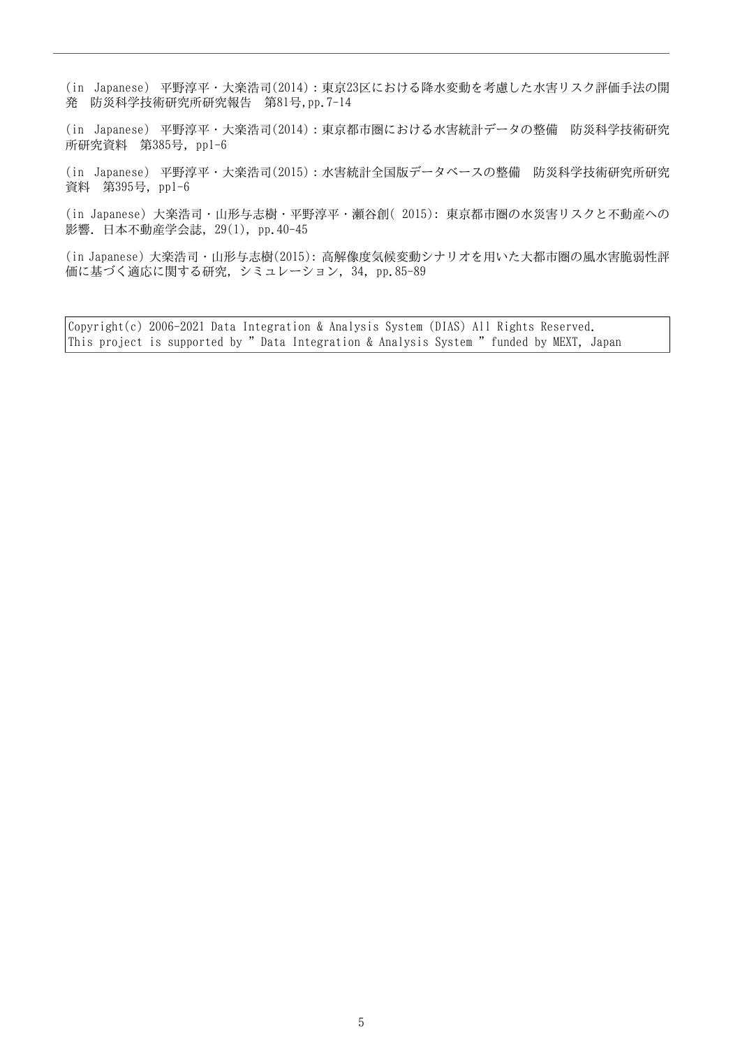(in Japanese) 平野淳平・大楽浩司(2014)：東京23区における降水変動を考慮した水害リスク評価手法の開発 防災科学技術研究所研究報告 第81号,pp.7-14

(in Japanese) 平野淳平・大楽浩司(2014)：東京都市圏における水害統計データの整備 防災科学技術研究所研究資料 第385号, pp1-6

(in Japanese) 平野淳平・大楽浩司(2015)：水害統計全国版データベースの整備 防災科学技術研究所研究資料 第395号, pp1-6

(in Japanese) 大楽浩司・山形与志樹・平野淳平・瀬谷創( 2015): 東京都市圏の水災害リスクと不動産への影響. 日本不動産学会誌, 29(1), pp.40-45

(in Japanese) 大楽浩司・山形与志樹(2015): 高解像度気候変動シナリオを用いた大都市圏の風水害脆弱性評価に基づく適応に関する研究, シミュレーション, 34, pp.85-89

Copyright(c) 2006-2021 Data Integration & Analysis System (DIAS) All Rights Reserved.
This project is supported by " Data Integration & Analysis System " funded by MEXT, Japan